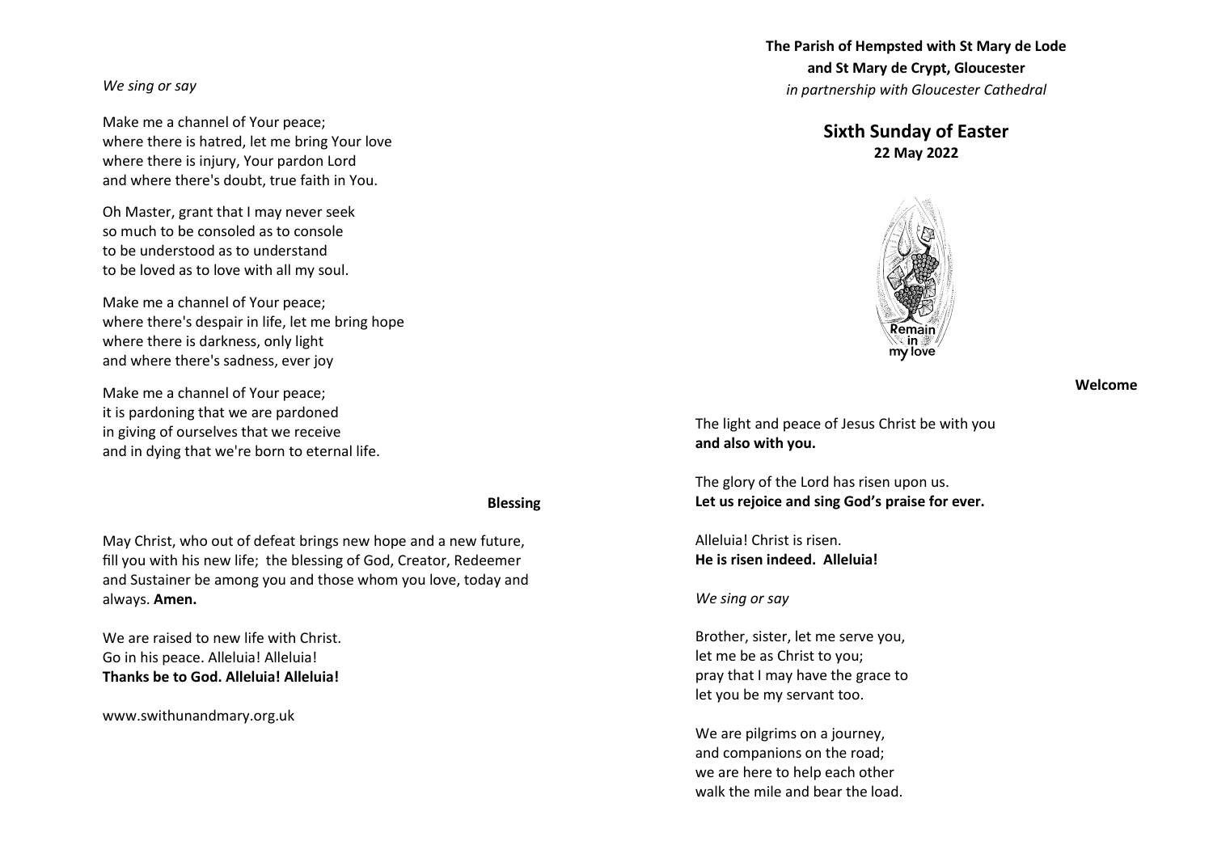*We sing or say*

Make me a channel of Your peace;
where there is hatred, let me bring Your love
where there is injury, Your pardon Lord
and where there's doubt, true faith in You.

Oh Master, grant that I may never seek
so much to be consoled as to console
to be understood as to understand
to be loved as to love with all my soul.

Make me a channel of Your peace;
where there's despair in life, let me bring hope
where there is darkness, only light
and where there's sadness, ever joy

Make me a channel of Your peace;
it is pardoning that we are pardoned
in giving of ourselves that we receive
and in dying that we're born to eternal life.

**Blessing**

May Christ, who out of defeat brings new hope and a new future, fill you with his new life; the blessing of God, Creator, Redeemer and Sustainer be among you and those whom you love, today and always. **Amen.**

We are raised to new life with Christ.
Go in his peace. Alleluia! Alleluia!
**Thanks be to God. Alleluia! Alleluia!**

www.swithunandmary.org.uk

**The Parish of Hempsted with St Mary de Lode and St Mary de Crypt, Gloucester**
*in partnership with Gloucester Cathedral*

## Sixth Sunday of Easter

**22 May 2022**

Remain in my love

**Welcome**

The light and peace of Jesus Christ be with you
**and also with you.**

The glory of the Lord has risen upon us.
**Let us rejoice and sing God's praise for ever.**

Alleluia! Christ is risen.
**He is risen indeed. Alleluia!**

*We sing or say*

Brother, sister, let me serve you,
let me be as Christ to you;
pray that I may have the grace to
let you be my servant too.

We are pilgrims on a journey,
and companions on the road;
we are here to help each other
walk the mile and bear the load.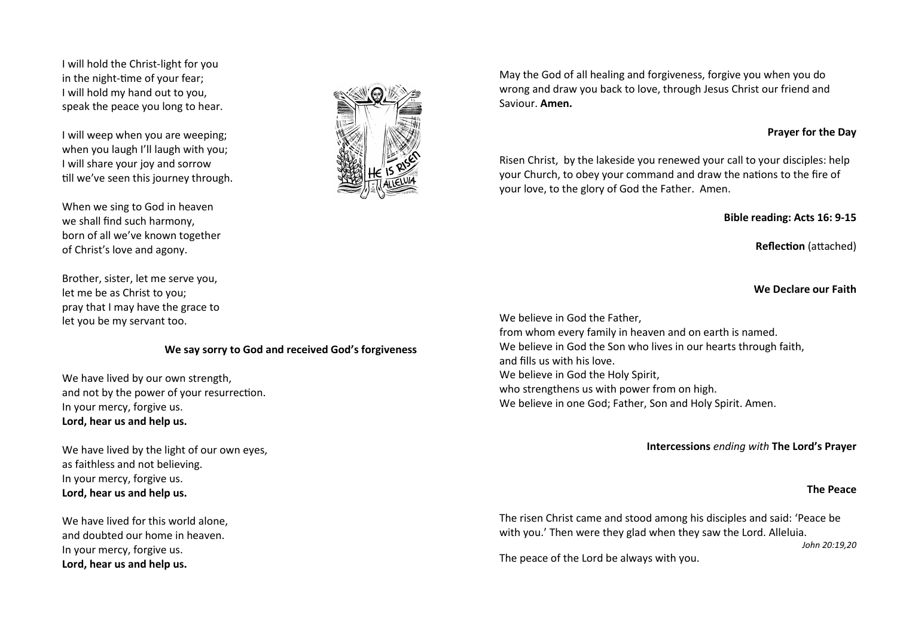I will hold the Christ-light for you
in the night-time of your fear;
I will hold my hand out to you,
speak the peace you long to hear.

I will weep when you are weeping;
when you laugh I'll laugh with you;
I will share your joy and sorrow
till we've seen this journey through.

When we sing to God in heaven
we shall find such harmony,
born of all we've known together
of Christ's love and agony.

Brother, sister, let me serve you,
let me be as Christ to you;
pray that I may have the grace to
let you be my servant too.

**We say sorry to God and received God's forgiveness**

We have lived by our own strength,
and not by the power of your resurrection.
In your mercy, forgive us.
**Lord, hear us and help us.**

We have lived by the light of our own eyes,
as faithless and not believing.
In your mercy, forgive us.
**Lord, hear us and help us.**

We have lived for this world alone,
and doubted our home in heaven.
In your mercy, forgive us.
**Lord, hear us and help us.**

May the God of all healing and forgiveness, forgive you when you do wrong and draw you back to love, through Jesus Christ our friend and Saviour. **Amen.**

**Prayer for the Day**

Risen Christ, by the lakeside you renewed your call to your disciples: help your Church, to obey your command and draw the nations to the fire of your love, to the glory of God the Father. Amen.

**Bible reading: Acts 16: 9-15**

**Reflection** (attached)

**We Declare our Faith**

We believe in God the Father,
from whom every family in heaven and on earth is named.
We believe in God the Son who lives in our hearts through faith,
and fills us with his love.
We believe in God the Holy Spirit,
who strengthens us with power from on high.
We believe in one God; Father, Son and Holy Spirit. Amen.

**Intercessions** *ending with* **The Lord's Prayer**

**The Peace**

The risen Christ came and stood among his disciples and said: 'Peace be with you.' Then were they glad when they saw the Lord. Alleluia.
*John 20:19,20*

The peace of the Lord be always with you.